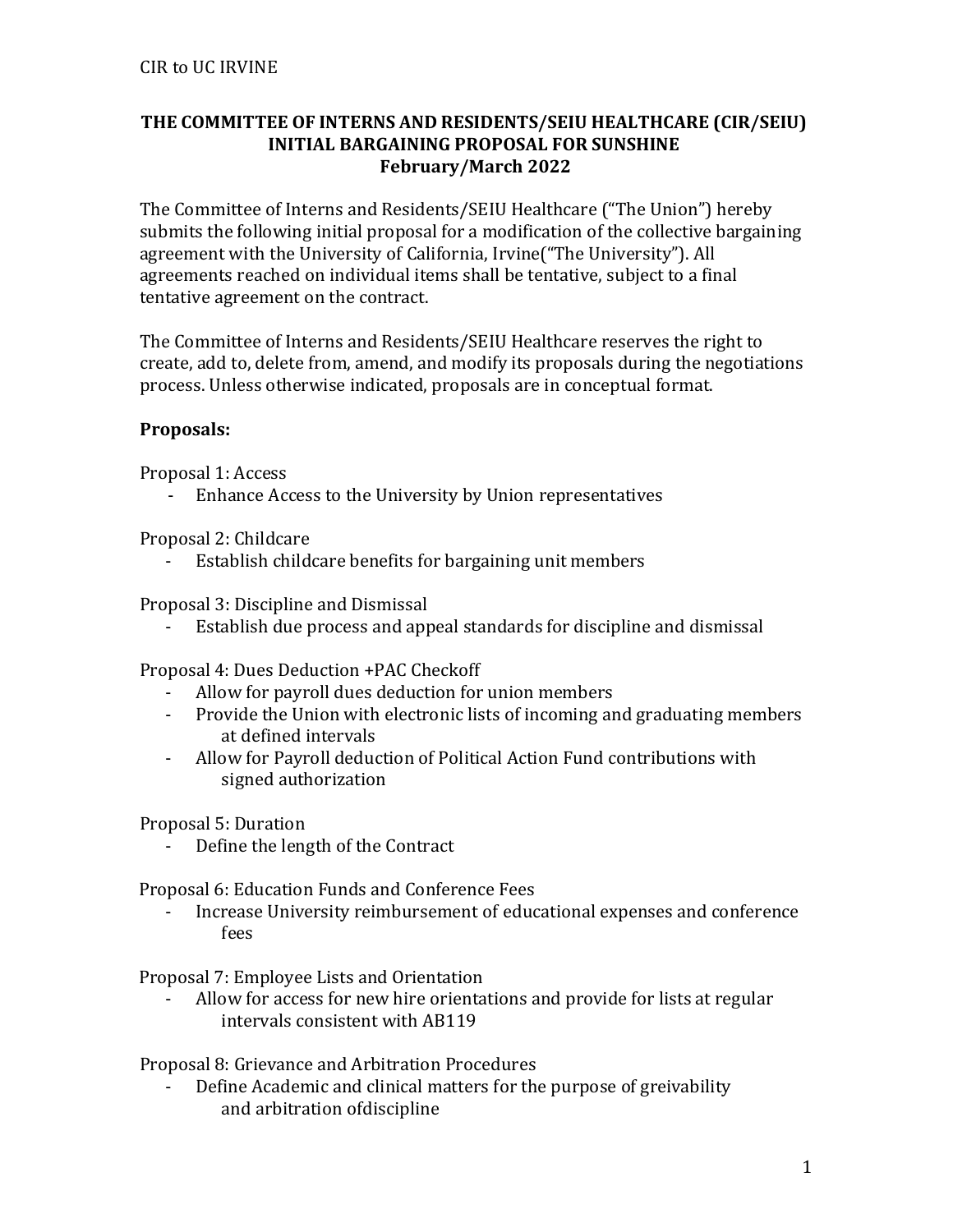CIR to UC IRVINE

**THE COMMITTEE OF INTERNS AND RESIDENTS/SEIU HEALTHCARE (CIR/SEIU)**
**INITIAL BARGAINING PROPOSAL FOR SUNSHINE**
**February/March 2022**

The Committee of Interns and Residents/SEIU Healthcare ("The Union") hereby submits the following initial proposal for a modification of the collective bargaining agreement with the University of California, Irvine("The University"). All agreements reached on individual items shall be tentative, subject to a final tentative agreement on the contract.

The Committee of Interns and Residents/SEIU Healthcare reserves the right to create, add to, delete from, amend, and modify its proposals during the negotiations process. Unless otherwise indicated, proposals are in conceptual format.

**Proposals:**

Proposal 1: Access
- Enhance Access to the University by Union representatives

Proposal 2: Childcare
- Establish childcare benefits for bargaining unit members

Proposal 3: Discipline and Dismissal
- Establish due process and appeal standards for discipline and dismissal

Proposal 4: Dues Deduction +PAC Checkoff
- Allow for payroll dues deduction for union members
- Provide the Union with electronic lists of incoming and graduating members at defined intervals
- Allow for Payroll deduction of Political Action Fund contributions with signed authorization

Proposal 5: Duration
- Define the length of the Contract

Proposal 6: Education Funds and Conference Fees
- Increase University reimbursement of educational expenses and conference fees

Proposal 7: Employee Lists and Orientation
- Allow for access for new hire orientations and provide for lists at regular intervals consistent with AB119

Proposal 8: Grievance and Arbitration Procedures
- Define Academic and clinical matters for the purpose of greivability and arbitration ofdiscipline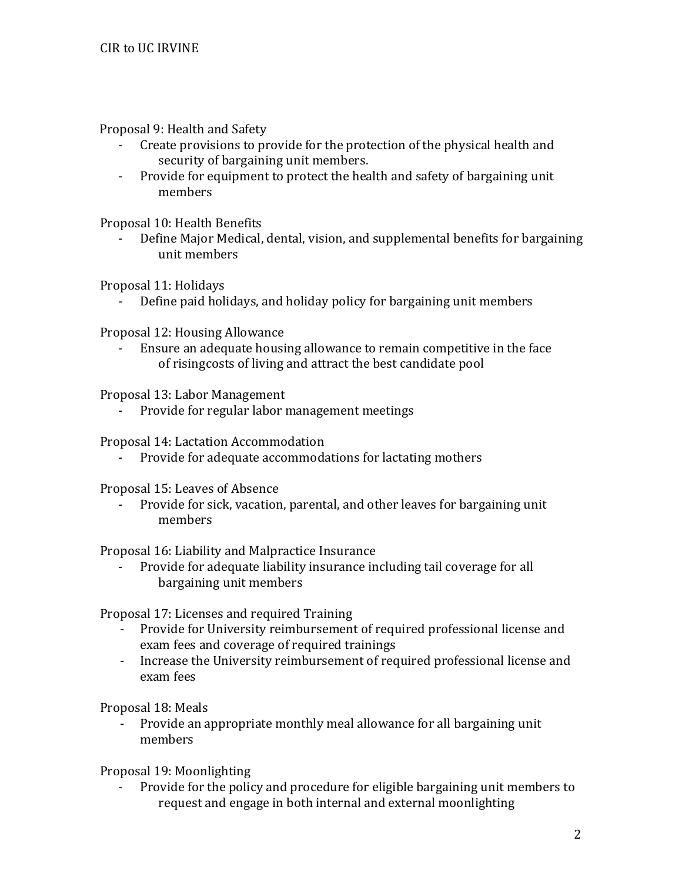Proposal 9: Health and Safety

- Create provisions to provide for the protection of the physical health and security of bargaining unit members.
- Provide for equipment to protect the health and safety of bargaining unit members

Proposal 10: Health Benefits

- Define Major Medical, dental, vision, and supplemental benefits for bargaining unit members

Proposal 11: Holidays

- Define paid holidays, and holiday policy for bargaining unit members

Proposal 12: Housing Allowance

- Ensure an adequate housing allowance to remain competitive in the face of risingcosts of living and attract the best candidate pool

Proposal 13: Labor Management

- Provide for regular labor management meetings

Proposal 14: Lactation Accommodation

- Provide for adequate accommodations for lactating mothers

Proposal 15: Leaves of Absence

- Provide for sick, vacation, parental, and other leaves for bargaining unit members

Proposal 16: Liability and Malpractice Insurance

- Provide for adequate liability insurance including tail coverage for all bargaining unit members

Proposal 17: Licenses and required Training

- Provide for University reimbursement of required professional license and exam fees and coverage of required trainings
- Increase the University reimbursement of required professional license and exam fees

Proposal 18: Meals

- Provide an appropriate monthly meal allowance for all bargaining unit members

Proposal 19: Moonlighting

- Provide for the policy and procedure for eligible bargaining unit members to request and engage in both internal and external moonlighting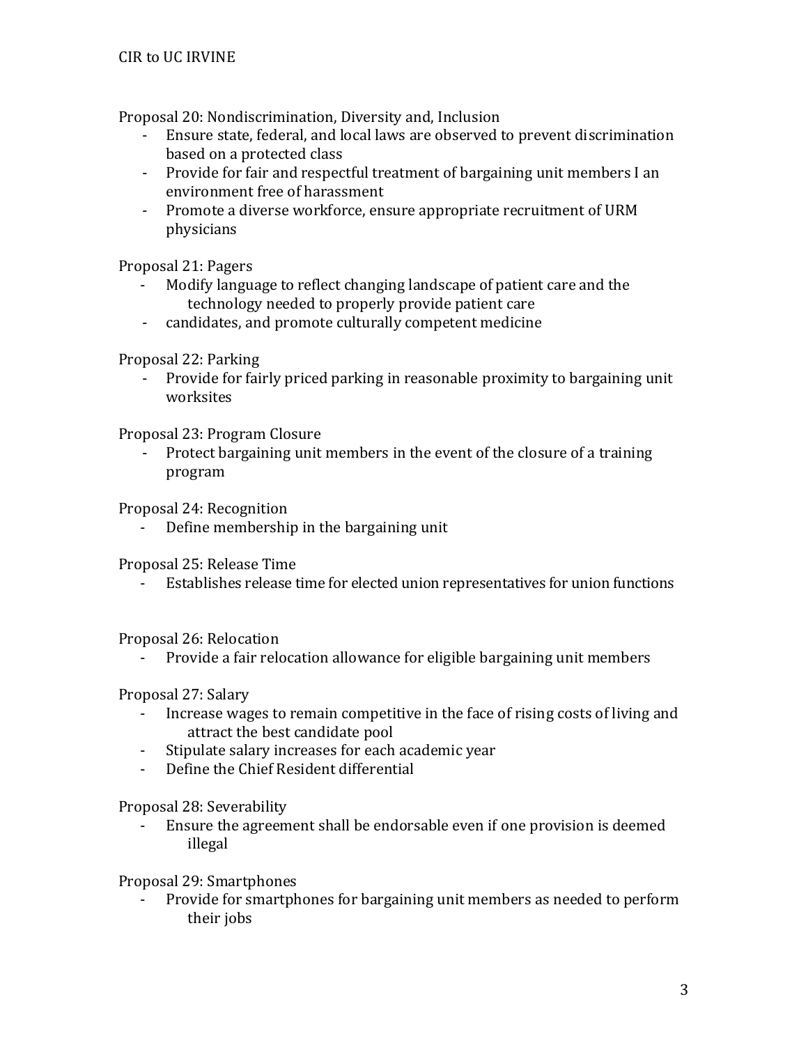Proposal 20: Nondiscrimination, Diversity and, Inclusion

- Ensure state, federal, and local laws are observed to prevent discrimination based on a protected class
- Provide for fair and respectful treatment of bargaining unit members I an environment free of harassment
- Promote a diverse workforce, ensure appropriate recruitment of URM physicians

Proposal 21: Pagers

- Modify language to reflect changing landscape of patient care and the technology needed to properly provide patient care
- candidates, and promote culturally competent medicine

Proposal 22: Parking

- Provide for fairly priced parking in reasonable proximity to bargaining unit worksites

Proposal 23: Program Closure

- Protect bargaining unit members in the event of the closure of a training program

Proposal 24: Recognition

- Define membership in the bargaining unit

Proposal 25: Release Time

- Establishes release time for elected union representatives for union functions

Proposal 26: Relocation

- Provide a fair relocation allowance for eligible bargaining unit members

Proposal 27: Salary

- Increase wages to remain competitive in the face of rising costs of living and attract the best candidate pool
- Stipulate salary increases for each academic year
- Define the Chief Resident differential

Proposal 28: Severability

- Ensure the agreement shall be endorsable even if one provision is deemed illegal

Proposal 29: Smartphones

- Provide for smartphones for bargaining unit members as needed to perform their jobs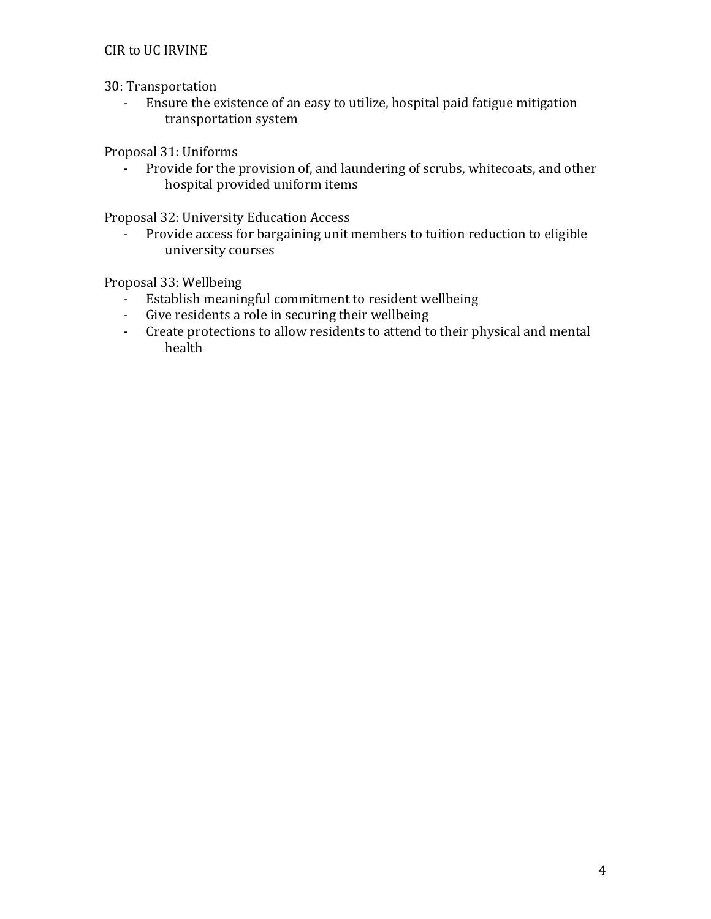30: Transportation

- Ensure the existence of an easy to utilize, hospital paid fatigue mitigation transportation system

Proposal 31: Uniforms

- Provide for the provision of, and laundering of scrubs, whitecoats, and other hospital provided uniform items

Proposal 32: University Education Access

- Provide access for bargaining unit members to tuition reduction to eligible university courses

Proposal 33: Wellbeing

- Establish meaningful commitment to resident wellbeing
- Give residents a role in securing their wellbeing
- Create protections to allow residents to attend to their physical and mental health